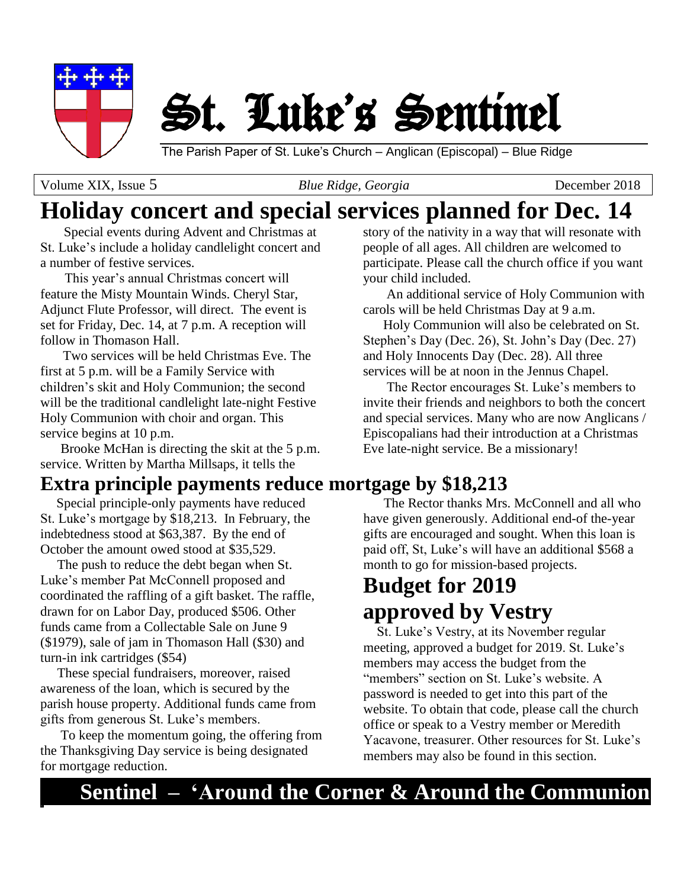# St. Luke's Sentinel

The Parish Paper of St. Luke's Church – Anglican (Episcopal) – Blue Ridge

Volume XIX, Issue 5 | *Blue Ridge, Georgia* | December 2018

## Holiday concert and special services planned for Dec. 14

Special events during Advent and Christmas at St. Luke's include a holiday candlelight concert and a number of festive services.

This year's annual Christmas concert will feature the Misty Mountain Winds. Cheryl Star, Adjunct Flute Professor, will direct. The event is set for Friday, Dec. 14, at 7 p.m. A reception will follow in Thomason Hall.

Two services will be held Christmas Eve. The first at 5 p.m. will be a Family Service with children's skit and Holy Communion; the second will be the traditional candlelight late-night Festive Holy Communion with choir and organ. This service begins at 10 p.m.

Brooke McHan is directing the skit at the 5 p.m. service. Written by Martha Millsaps, it tells the story of the nativity in a way that will resonate with people of all ages. All children are welcomed to participate. Please call the church office if you want your child included.

An additional service of Holy Communion with carols will be held Christmas Day at 9 a.m.

Holy Communion will also be celebrated on St. Stephen's Day (Dec. 26), St. John's Day (Dec. 27) and Holy Innocents Day (Dec. 28). All three services will be at noon in the Jennus Chapel.

The Rector encourages St. Luke's members to invite their friends and neighbors to both the concert and special services. Many who are now Anglicans / Episcopalians had their introduction at a Christmas Eve late-night service. Be a missionary!

## Extra principle payments reduce mortgage by $18,213

Special principle-only payments have reduced St. Luke's mortgage by $18,213. In February, the indebtedness stood at $63,387. By the end of October the amount owed stood at $35,529.

The push to reduce the debt began when St. Luke's member Pat McConnell proposed and coordinated the raffling of a gift basket. The raffle, drawn for on Labor Day, produced $506. Other funds came from a Collectable Sale on June 9 ($1979), sale of jam in Thomason Hall ($30) and turn-in ink cartridges ($54)

These special fundraisers, moreover, raised awareness of the loan, which is secured by the parish house property. Additional funds came from gifts from generous St. Luke's members.

To keep the momentum going, the offering from the Thanksgiving Day service is being designated for mortgage reduction.

The Rector thanks Mrs. McConnell and all who have given generously. Additional end-of the-year gifts are encouraged and sought. When this loan is paid off, St, Luke's will have an additional $568 a month to go for mission-based projects.

## Budget for 2019 approved by Vestry

St. Luke's Vestry, at its November regular meeting, approved a budget for 2019. St. Luke's members may access the budget from the "members" section on St. Luke's website. A password is needed to get into this part of the website. To obtain that code, please call the church office or speak to a Vestry member or Meredith Yacavone, treasurer. Other resources for St. Luke's members may also be found in this section.

**Sentinel – 'Around the Corner & Around the Communion**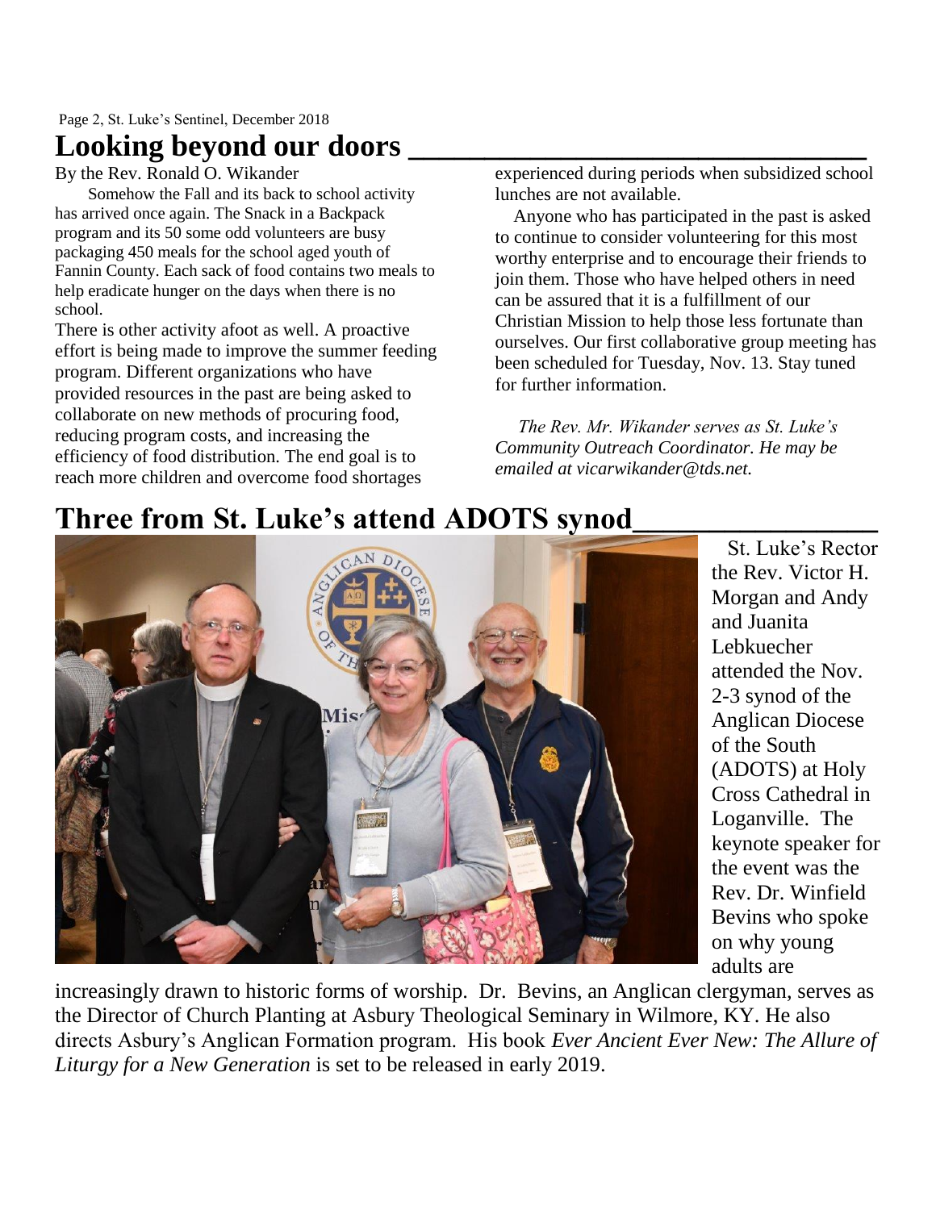# Looking beyond our doors

By the Rev. Ronald O. Wikander

Somehow the Fall and its back to school activity has arrived once again. The Snack in a Backpack program and its 50 some odd volunteers are busy packaging 450 meals for the school aged youth of Fannin County. Each sack of food contains two meals to help eradicate hunger on the days when there is no school.

There is other activity afoot as well. A proactive effort is being made to improve the summer feeding program. Different organizations who have provided resources in the past are being asked to collaborate on new methods of procuring food, reducing program costs, and increasing the efficiency of food distribution. The end goal is to reach more children and overcome food shortages experienced during periods when subsidized school lunches are not available.

Anyone who has participated in the past is asked to continue to consider volunteering for this most worthy enterprise and to encourage their friends to join them. Those who have helped others in need can be assured that it is a fulfillment of our Christian Mission to help those less fortunate than ourselves. Our first collaborative group meeting has been scheduled for Tuesday, Nov. 13. Stay tuned for further information.

*The Rev. Mr. Wikander serves as St. Luke's Community Outreach Coordinator. He may be emailed at vicarwikander@tds.net.*

# Three from St. Luke's attend ADOTS synod

St. Luke's Rector the Rev. Victor H. Morgan and Andy and Juanita Lebkuecher attended the Nov. 2-3 synod of the Anglican Diocese of the South (ADOTS) at Holy Cross Cathedral in Loganville. The keynote speaker for the event was the Rev. Dr. Winfield Bevins who spoke on why young adults are increasingly drawn to historic forms of worship. Dr. Bevins, an Anglican clergyman, serves as the Director of Church Planting at Asbury Theological Seminary in Wilmore, KY. He also directs Asbury's Anglican Formation program. His book *Ever Ancient Ever New: The Allure of Liturgy for a New Generation* is set to be released in early 2019.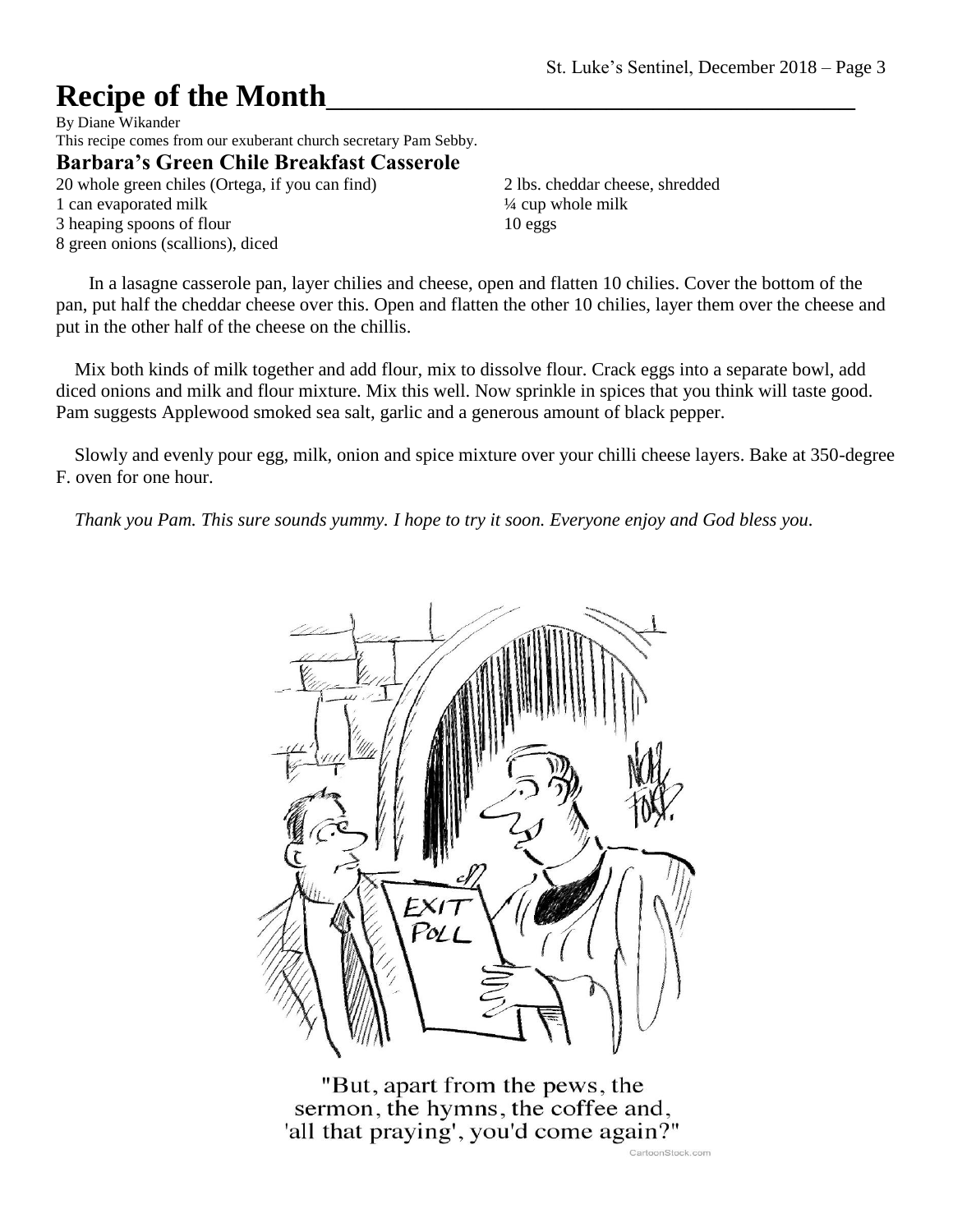# Recipe of the Month

By Diane Wikander

This recipe comes from our exuberant church secretary Pam Sebby.

## Barbara's Green Chile Breakfast Casserole

20 whole green chiles (Ortega, if you can find)
1 can evaporated milk
3 heaping spoons of flour
8 green onions (scallions), diced
2 lbs. cheddar cheese, shredded
¼ cup whole milk
10 eggs

In a lasagne casserole pan, layer chilies and cheese, open and flatten 10 chilies. Cover the bottom of the pan, put half the cheddar cheese over this. Open and flatten the other 10 chilies, layer them over the cheese and put in the other half of the cheese on the chillis.

Mix both kinds of milk together and add flour, mix to dissolve flour. Crack eggs into a separate bowl, add diced onions and milk and flour mixture. Mix this well. Now sprinkle in spices that you think will taste good. Pam suggests Applewood smoked sea salt, garlic and a generous amount of black pepper.

Slowly and evenly pour egg, milk, onion and spice mixture over your chilli cheese layers. Bake at 350-degree F. oven for one hour.

*Thank you Pam. This sure sounds yummy. I hope to try it soon. Everyone enjoy and God bless you.*

"But, apart from the pews, the sermon, the hymns, the coffee and, 'all that praying', you'd come again?"

CartoonStock.com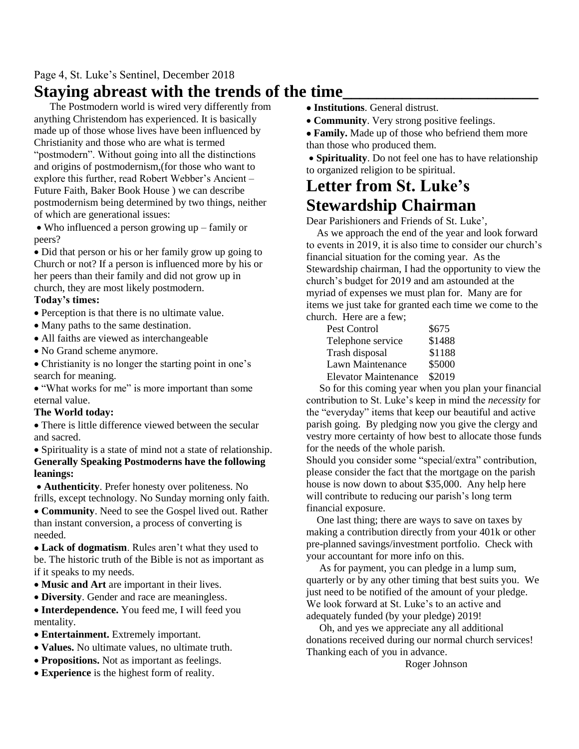## Staying abreast with the trends of the time

The Postmodern world is wired very differently from anything Christendom has experienced. It is basically made up of those whose lives have been influenced by Christianity and those who are what is termed "postmodern". Without going into all the distinctions and origins of postmodernism,(for those who want to explore this further, read Robert Webber's Ancient – Future Faith, Baker Book House ) we can describe postmodernism being determined by two things, neither of which are generational issues:

- Who influenced a person growing up – family or peers?
- Did that person or his or her family grow up going to Church or not? If a person is influenced more by his or her peers than their family and did not grow up in church, they are most likely postmodern.

**Today's times:**

- Perception is that there is no ultimate value.
- Many paths to the same destination.
- All faiths are viewed as interchangeable
- No Grand scheme anymore.
- Christianity is no longer the starting point in one's search for meaning.
- "What works for me" is more important than some eternal value.

**The World today:**

- There is little difference viewed between the secular and sacred.
- Spirituality is a state of mind not a state of relationship.

**Generally Speaking Postmoderns have the following leanings:**

- **Authenticity**. Prefer honesty over politeness. No frills, except technology. No Sunday morning only faith.
- **Community**. Need to see the Gospel lived out. Rather than instant conversion, a process of converting is needed.
- **Lack of dogmatism**. Rules aren't what they used to be. The historic truth of the Bible is not as important as if it speaks to my needs.
- **Music and Art** are important in their lives.
- **Diversity**. Gender and race are meaningless.
- **Interdependence.** You feed me, I will feed you mentality.
- **Entertainment.** Extremely important.
- **Values.** No ultimate values, no ultimate truth.
- **Propositions.** Not as important as feelings.
- **Experience** is the highest form of reality.
- **Institutions**. General distrust.
- **Community**. Very strong positive feelings.
- **Family.** Made up of those who befriend them more than those who produced them.
- **Spirituality**. Do not feel one has to have relationship to organized religion to be spiritual.

## Letter from St. Luke's Stewardship Chairman

Dear Parishioners and Friends of St. Luke',

As we approach the end of the year and look forward to events in 2019, it is also time to consider our church's financial situation for the coming year. As the Stewardship chairman, I had the opportunity to view the church's budget for 2019 and am astounded at the myriad of expenses we must plan for. Many are for items we just take for granted each time we come to the church. Here are a few;

| | |
|---|---|
| Pest Control | $675 |
| Telephone service | $1488 |
| Trash disposal | $1188 |
| Lawn Maintenance | $5000 |
| Elevator Maintenance | $2019 |

So for this coming year when you plan your financial contribution to St. Luke's keep in mind the *necessity* for the "everyday" items that keep our beautiful and active parish going. By pledging now you give the clergy and vestry more certainty of how best to allocate those funds for the needs of the whole parish.

Should you consider some "special/extra" contribution, please consider the fact that the mortgage on the parish house is now down to about $35,000. Any help here will contribute to reducing our parish's long term financial exposure.

One last thing; there are ways to save on taxes by making a contribution directly from your 401k or other pre-planned savings/investment portfolio. Check with your accountant for more info on this.

As for payment, you can pledge in a lump sum, quarterly or by any other timing that best suits you. We just need to be notified of the amount of your pledge. We look forward at St. Luke's to an active and adequately funded (by your pledge) 2019!

Oh, and yes we appreciate any all additional donations received during our normal church services! Thanking each of you in advance.

Roger Johnson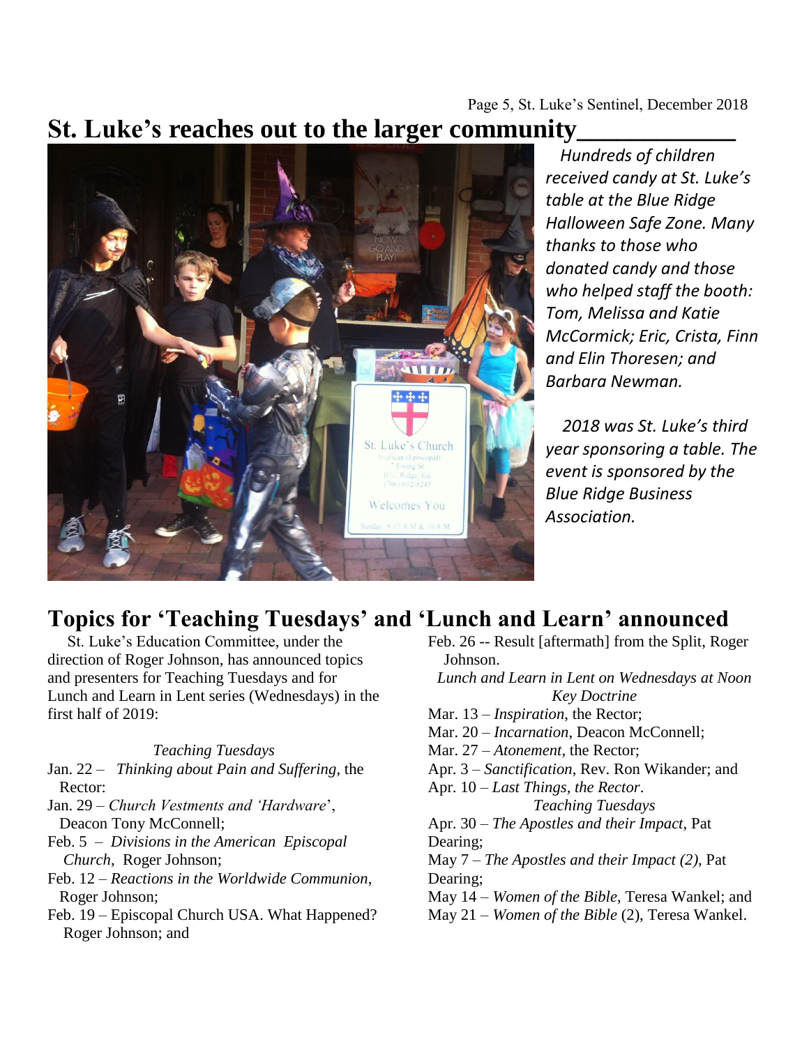# St. Luke's reaches out to the larger community

*Hundreds of children received candy at St. Luke's table at the Blue Ridge Halloween Safe Zone. Many thanks to those who donated candy and those who helped staff the booth: Tom, Melissa and Katie McCormick; Eric, Crista, Finn and Elin Thoresen; and Barbara Newman.*

*2018 was St. Luke's third year sponsoring a table. The event is sponsored by the Blue Ridge Business Association.*

# Topics for 'Teaching Tuesdays' and 'Lunch and Learn' announced

St. Luke's Education Committee, under the direction of Roger Johnson, has announced topics and presenters for Teaching Tuesdays and for Lunch and Learn in Lent series (Wednesdays) in the first half of 2019:

*Teaching Tuesdays*

- Jan. 22 – *Thinking about Pain and Suffering*, the Rector:
- Jan. 29 – *Church Vestments and 'Hardware*', Deacon Tony McConnell;
- Feb. 5 – *Divisions in the American Episcopal Church*, Roger Johnson;
- Feb. 12 – *Reactions in the Worldwide Communion*, Roger Johnson;
- Feb. 19 – Episcopal Church USA. What Happened? Roger Johnson; and
- Feb. 26 -- Result [aftermath] from the Split, Roger Johnson.

*Lunch and Learn in Lent on Wednesdays at Noon*
*Key Doctrine*

- Mar. 13 – *Inspiration*, the Rector;
- Mar. 20 – *Incarnation*, Deacon McConnell;
- Mar. 27 – *Atonement*, the Rector;
- Apr. 3 – *Sanctification*, Rev. Ron Wikander; and
- Apr. 10 – *Last Things, the Rector*.

*Teaching Tuesdays*

- Apr. 30 – *The Apostles and their Impact*, Pat Dearing;
- May 7 – *The Apostles and their Impact (2)*, Pat Dearing;
- May 14 – *Women of the Bible*, Teresa Wankel; and
- May 21 – *Women of the Bible* (2), Teresa Wankel.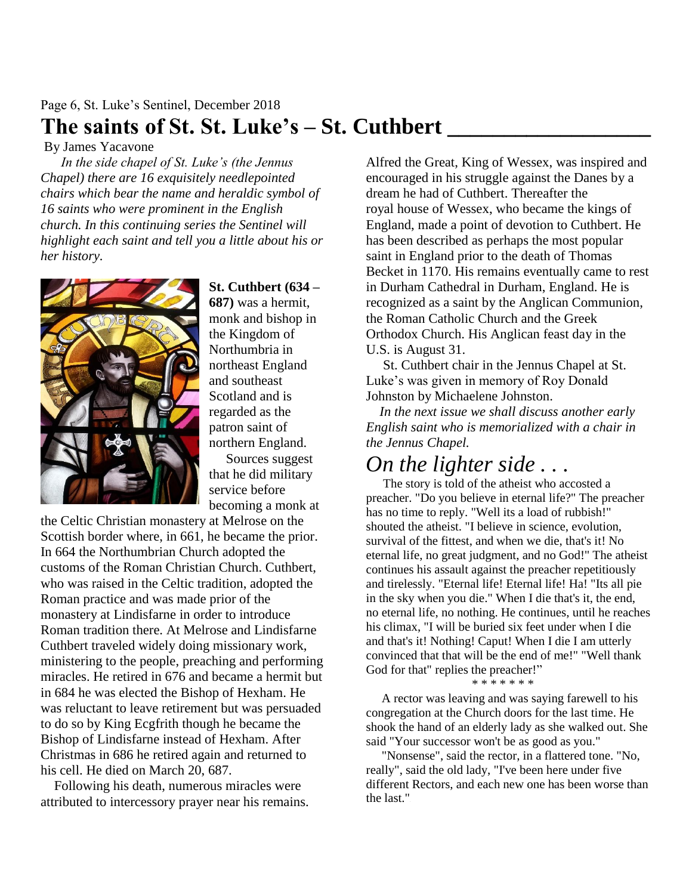# The saints of St. St. Luke's – St. Cuthbert

By James Yacavone

*In the side chapel of St. Luke's (the Jennus Chapel) there are 16 exquisitely needlepointed chairs which bear the name and heraldic symbol of 16 saints who were prominent in the English church. In this continuing series the Sentinel will highlight each saint and tell you a little about his or her history.*

**St. Cuthbert (634 – 687)** was a hermit, monk and bishop in the Kingdom of Northumbria in northeast England and southeast Scotland and is regarded as the patron saint of northern England.

Sources suggest that he did military service before becoming a monk at the Celtic Christian monastery at Melrose on the Scottish border where, in 661, he became the prior. In 664 the Northumbrian Church adopted the customs of the Roman Christian Church. Cuthbert, who was raised in the Celtic tradition, adopted the Roman practice and was made prior of the monastery at Lindisfarne in order to introduce Roman tradition there. At Melrose and Lindisfarne Cuthbert traveled widely doing missionary work, ministering to the people, preaching and performing miracles. He retired in 676 and became a hermit but in 684 he was elected the Bishop of Hexham. He was reluctant to leave retirement but was persuaded to do so by King Ecgfrith though he became the Bishop of Lindisfarne instead of Hexham. After Christmas in 686 he retired again and returned to his cell. He died on March 20, 687.

Following his death, numerous miracles were attributed to intercessory prayer near his remains. Alfred the Great, King of Wessex, was inspired and encouraged in his struggle against the Danes by a dream he had of Cuthbert. Thereafter the royal house of Wessex, who became the kings of England, made a point of devotion to Cuthbert. He has been described as perhaps the most popular saint in England prior to the death of Thomas Becket in 1170. His remains eventually came to rest in Durham Cathedral in Durham, England. He is recognized as a saint by the Anglican Communion, the Roman Catholic Church and the Greek Orthodox Church. His Anglican feast day in the U.S. is August 31.

St. Cuthbert chair in the Jennus Chapel at St. Luke's was given in memory of Roy Donald Johnston by Michaelene Johnston.

*In the next issue we shall discuss another early English saint who is memorialized with a chair in the Jennus Chapel.*

## *On the lighter side . . .*

The story is told of the atheist who accosted a preacher. "Do you believe in eternal life?" The preacher has no time to reply. "Well its a load of rubbish!" shouted the atheist. "I believe in science, evolution, survival of the fittest, and when we die, that's it! No eternal life, no great judgment, and no God!" The atheist continues his assault against the preacher repetitiously and tirelessly. "Eternal life! Eternal life! Ha! "Its all pie in the sky when you die." When I die that's it, the end, no eternal life, no nothing. He continues, until he reaches his climax, "I will be buried six feet under when I die and that's it! Nothing! Caput! When I die I am utterly convinced that that will be the end of me!" "Well thank God for that" replies the preacher!"

\* \* \* \* \* \* \*

A rector was leaving and was saying farewell to his congregation at the Church doors for the last time. He shook the hand of an elderly lady as she walked out. She said "Your successor won't be as good as you."

"Nonsense", said the rector, in a flattered tone. "No, really", said the old lady, "I've been here under five different Rectors, and each new one has been worse than the last."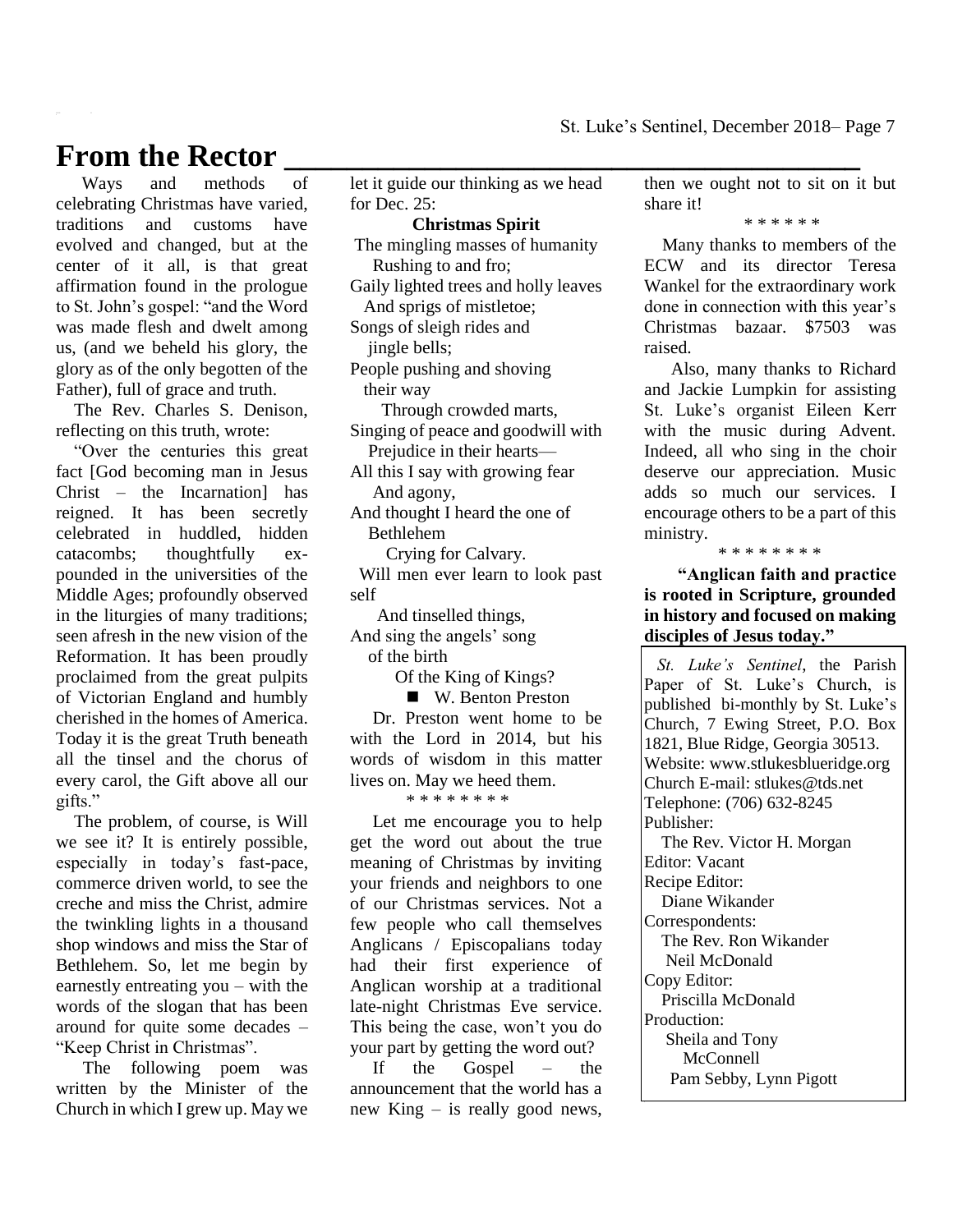# From the Rector

Ways and methods of celebrating Christmas have varied, traditions and customs have evolved and changed, but at the center of it all, is that great affirmation found in the prologue to St. John's gospel: "and the Word was made flesh and dwelt among us, (and we beheld his glory, the glory as of the only begotten of the Father), full of grace and truth.

The Rev. Charles S. Denison, reflecting on this truth, wrote:

"Over the centuries this great fact [God becoming man in Jesus Christ – the Incarnation] has reigned. It has been secretly celebrated in huddled, hidden catacombs; thoughtfully expounded in the universities of the Middle Ages; profoundly observed in the liturgies of many traditions; seen afresh in the new vision of the Reformation. It has been proudly proclaimed from the great pulpits of Victorian England and humbly cherished in the homes of America. Today it is the great Truth beneath all the tinsel and the chorus of every carol, the Gift above all our gifts."

The problem, of course, is Will we see it? It is entirely possible, especially in today's fast-pace, commerce driven world, to see the creche and miss the Christ, admire the twinkling lights in a thousand shop windows and miss the Star of Bethlehem. So, let me begin by earnestly entreating you – with the words of the slogan that has been around for quite some decades – "Keep Christ in Christmas".

The following poem was written by the Minister of the Church in which I grew up. May we let it guide our thinking as we head for Dec. 25:

**Christmas Spirit**

The mingling masses of humanity
Rushing to and fro;
Gaily lighted trees and holly leaves
And sprigs of mistletoe;
Songs of sleigh rides and
jingle bells;
People pushing and shoving
their way
Through crowded marts,
Singing of peace and goodwill with
Prejudice in their hearts—
All this I say with growing fear
And agony,
And thought I heard the one of
Bethlehem
Crying for Calvary.
Will men ever learn to look past self
And tinselled things,
And sing the angels' song
of the birth
Of the King of Kings?

■ W. Benton Preston

Dr. Preston went home to be with the Lord in 2014, but his words of wisdom in this matter lives on. May we heed them.

\* \* \* \* \* \* \* \*

Let me encourage you to help get the word out about the true meaning of Christmas by inviting your friends and neighbors to one of our Christmas services. Not a few people who call themselves Anglicans / Episcopalians today had their first experience of Anglican worship at a traditional late-night Christmas Eve service. This being the case, won't you do your part by getting the word out?

If the Gospel – the announcement that the world has a new King – is really good news, then we ought not to sit on it but share it!

\* \* \* \* \* \*

Many thanks to members of the ECW and its director Teresa Wankel for the extraordinary work done in connection with this year's Christmas bazaar. $7503 was raised.

Also, many thanks to Richard and Jackie Lumpkin for assisting St. Luke's organist Eileen Kerr with the music during Advent. Indeed, all who sing in the choir deserve our appreciation. Music adds so much our services. I encourage others to be a part of this ministry.

\* \* \* \* \* \* \* \*

**"Anglican faith and practice is rooted in Scripture, grounded in history and focused on making disciples of Jesus today."**

*St. Luke's Sentinel*, the Parish Paper of St. Luke's Church, is published bi-monthly by St. Luke's Church, 7 Ewing Street, P.O. Box 1821, Blue Ridge, Georgia 30513.
Website: www.stlukesblueridge.org
Church E-mail: stlukes@tds.net
Telephone: (706) 632-8245
Publisher:
The Rev. Victor H. Morgan
Editor: Vacant
Recipe Editor:
Diane Wikander
Correspondents:
The Rev. Ron Wikander
Neil McDonald
Copy Editor:
Priscilla McDonald
Production:
Sheila and Tony McConnell
Pam Sebby, Lynn Pigott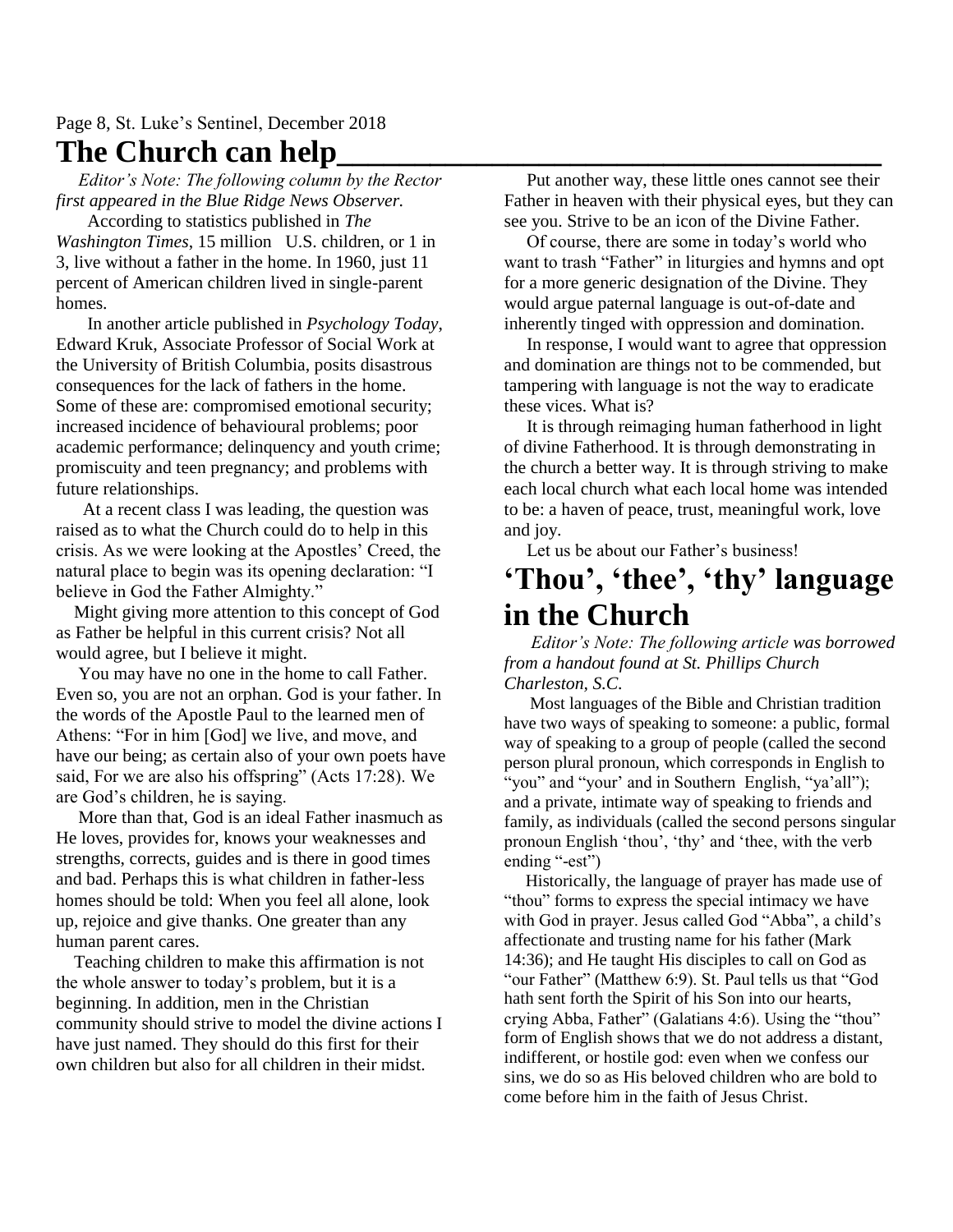## The Church can help

*Editor's Note: The following column by the Rector first appeared in the Blue Ridge News Observer.*

According to statistics published in *The Washington Times*, 15 million U.S. children, or 1 in 3, live without a father in the home. In 1960, just 11 percent of American children lived in single-parent homes.

In another article published in *Psychology Today*, Edward Kruk, Associate Professor of Social Work at the University of British Columbia, posits disastrous consequences for the lack of fathers in the home. Some of these are: compromised emotional security; increased incidence of behavioural problems; poor academic performance; delinquency and youth crime; promiscuity and teen pregnancy; and problems with future relationships.

At a recent class I was leading, the question was raised as to what the Church could do to help in this crisis. As we were looking at the Apostles' Creed, the natural place to begin was its opening declaration: "I believe in God the Father Almighty."

Might giving more attention to this concept of God as Father be helpful in this current crisis? Not all would agree, but I believe it might.

You may have no one in the home to call Father. Even so, you are not an orphan. God is your father. In the words of the Apostle Paul to the learned men of Athens: "For in him [God] we live, and move, and have our being; as certain also of your own poets have said, For we are also his offspring" (Acts 17:28). We are God's children, he is saying.

More than that, God is an ideal Father inasmuch as He loves, provides for, knows your weaknesses and strengths, corrects, guides and is there in good times and bad. Perhaps this is what children in father-less homes should be told: When you feel all alone, look up, rejoice and give thanks. One greater than any human parent cares.

Teaching children to make this affirmation is not the whole answer to today's problem, but it is a beginning. In addition, men in the Christian community should strive to model the divine actions I have just named. They should do this first for their own children but also for all children in their midst.

Put another way, these little ones cannot see their Father in heaven with their physical eyes, but they can see you. Strive to be an icon of the Divine Father.

Of course, there are some in today's world who want to trash "Father" in liturgies and hymns and opt for a more generic designation of the Divine. They would argue paternal language is out-of-date and inherently tinged with oppression and domination.

In response, I would want to agree that oppression and domination are things not to be commended, but tampering with language is not the way to eradicate these vices. What is?

It is through reimaging human fatherhood in light of divine Fatherhood. It is through demonstrating in the church a better way. It is through striving to make each local church what each local home was intended to be: a haven of peace, trust, meaningful work, love and joy.

Let us be about our Father's business!

## 'Thou', 'thee', 'thy' language in the Church

*Editor's Note: The following article was borrowed from a handout found at St. Phillips Church Charleston, S.C.*

Most languages of the Bible and Christian tradition have two ways of speaking to someone: a public, formal way of speaking to a group of people (called the second person plural pronoun, which corresponds in English to "you" and "your' and in Southern English, "ya'all"); and a private, intimate way of speaking to friends and family, as individuals (called the second persons singular pronoun English 'thou', 'thy' and 'thee, with the verb ending "-est")

Historically, the language of prayer has made use of "thou" forms to express the special intimacy we have with God in prayer. Jesus called God "Abba", a child's affectionate and trusting name for his father (Mark 14:36); and He taught His disciples to call on God as "our Father" (Matthew 6:9). St. Paul tells us that "God hath sent forth the Spirit of his Son into our hearts, crying Abba, Father" (Galatians 4:6). Using the "thou" form of English shows that we do not address a distant, indifferent, or hostile god: even when we confess our sins, we do so as His beloved children who are bold to come before him in the faith of Jesus Christ.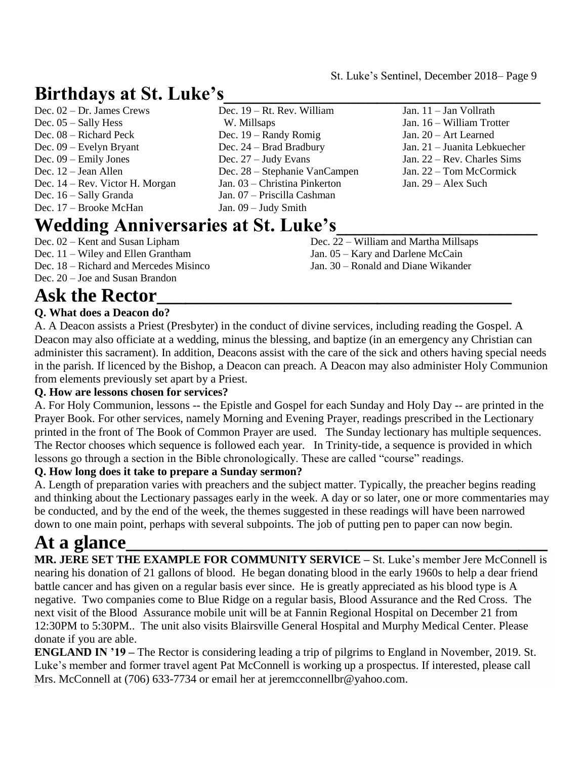## Birthdays at St. Luke's

Dec. 02 – Dr. James Crews
Dec. 05 – Sally Hess
Dec. 08 – Richard Peck
Dec. 09 – Evelyn Bryant
Dec. 09 – Emily Jones
Dec. 12 – Jean Allen
Dec. 14 – Rev. Victor H. Morgan
Dec. 16 – Sally Granda
Dec. 17 – Brooke McHan
Dec. 19 – Rt. Rev. William W. Millsaps
Dec. 19 – Randy Romig
Dec. 24 – Brad Bradbury
Dec. 27 – Judy Evans
Dec. 28 – Stephanie VanCampen
Jan. 03 – Christina Pinkerton
Jan. 07 – Priscilla Cashman
Jan. 09 – Judy Smith
Jan. 11 – Jan Vollrath
Jan. 16 – William Trotter
Jan. 20 – Art Learned
Jan. 21 – Juanita Lebkuecher
Jan. 22 – Rev. Charles Sims
Jan. 22 – Tom McCormick
Jan. 29 – Alex Such

## Wedding Anniversaries at St. Luke's

Dec. 02 – Kent and Susan Lipham
Dec. 11 – Wiley and Ellen Grantham
Dec. 18 – Richard and Mercedes Misinco
Dec. 20 – Joe and Susan Brandon
Dec. 22 – William and Martha Millsaps
Jan. 05 – Kary and Darlene McCain
Jan. 30 – Ronald and Diane Wikander

## Ask the Rector

**Q. What does a Deacon do?**

A. A Deacon assists a Priest (Presbyter) in the conduct of divine services, including reading the Gospel. A Deacon may also officiate at a wedding, minus the blessing, and baptize (in an emergency any Christian can administer this sacrament). In addition, Deacons assist with the care of the sick and others having special needs in the parish. If licenced by the Bishop, a Deacon can preach. A Deacon may also administer Holy Communion from elements previously set apart by a Priest.

**Q. How are lessons chosen for services?**

A. For Holy Communion, lessons -- the Epistle and Gospel for each Sunday and Holy Day -- are printed in the Prayer Book. For other services, namely Morning and Evening Prayer, readings prescribed in the Lectionary printed in the front of The Book of Common Prayer are used. The Sunday lectionary has multiple sequences. The Rector chooses which sequence is followed each year. In Trinity-tide, a sequence is provided in which lessons go through a section in the Bible chronologically. These are called "course" readings.

**Q. How long does it take to prepare a Sunday sermon?**

A. Length of preparation varies with preachers and the subject matter. Typically, the preacher begins reading and thinking about the Lectionary passages early in the week. A day or so later, one or more commentaries may be conducted, and by the end of the week, the themes suggested in these readings will have been narrowed down to one main point, perhaps with several subpoints. The job of putting pen to paper can now begin.

## At a glance

**MR. JERE SET THE EXAMPLE FOR COMMUNITY SERVICE –** St. Luke's member Jere McConnell is nearing his donation of 21 gallons of blood. He began donating blood in the early 1960s to help a dear friend battle cancer and has given on a regular basis ever since. He is greatly appreciated as his blood type is A negative. Two companies come to Blue Ridge on a regular basis, Blood Assurance and the Red Cross. The next visit of the Blood Assurance mobile unit will be at Fannin Regional Hospital on December 21 from 12:30PM to 5:30PM.. The unit also visits Blairsville General Hospital and Murphy Medical Center. Please donate if you are able.

**ENGLAND IN '19 –** The Rector is considering leading a trip of pilgrims to England in November, 2019. St. Luke's member and former travel agent Pat McConnell is working up a prospectus. If interested, please call Mrs. McConnell at (706) 633-7734 or email her at jeremcconnellbr@yahoo.com.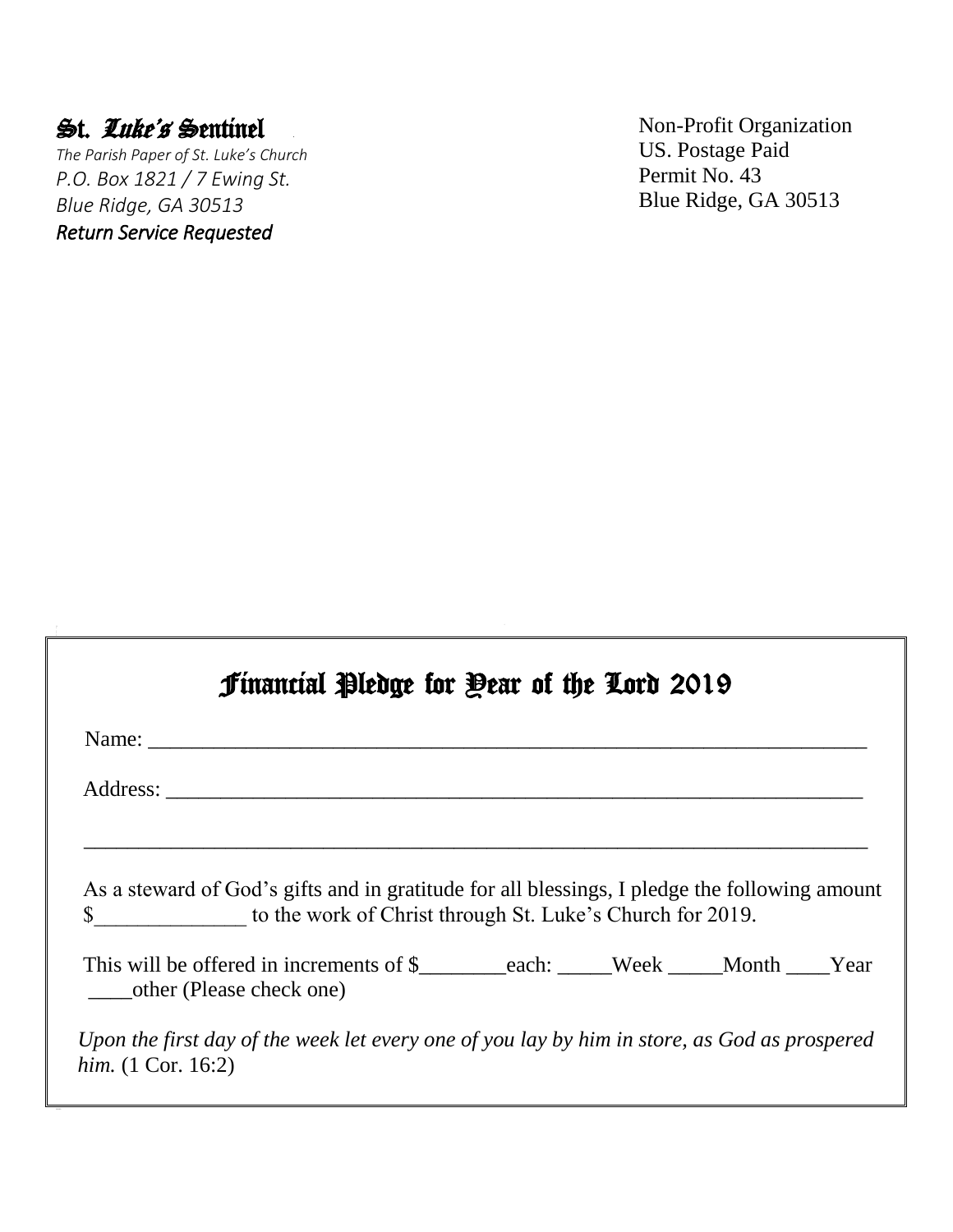St. Luke's Sentinel

*The Parish Paper of St. Luke's Church*

*P.O. Box 1821 / 7 Ewing St.*

*Blue Ridge, GA 30513*

***Return Service Requested***

Non-Profit Organization
US. Postage Paid
Permit No. 43
Blue Ridge, GA 30513

## Financial Pledge for Year of the Lord 2019

Name: ______________________________________________________________________

Address: ____________________________________________________________________

_____________________________________________________________________________

As a steward of God's gifts and in gratitude for all blessings, I pledge the following amount $______________ to the work of Christ through St. Luke's Church for 2019.

This will be offered in increments of $________each: _____Week _____Month ____Year ____other (Please check one)

*Upon the first day of the week let every one of you lay by him in store, as God as prospered him.* (1 Cor. 16:2)